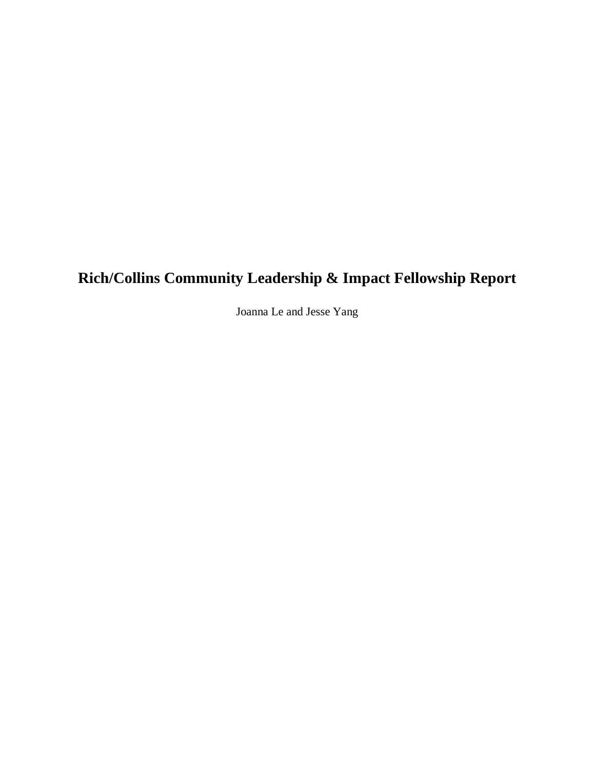# Rich/Collins Community Leadership & Impact Fellowship Report

Joanna Le and Jesse Yang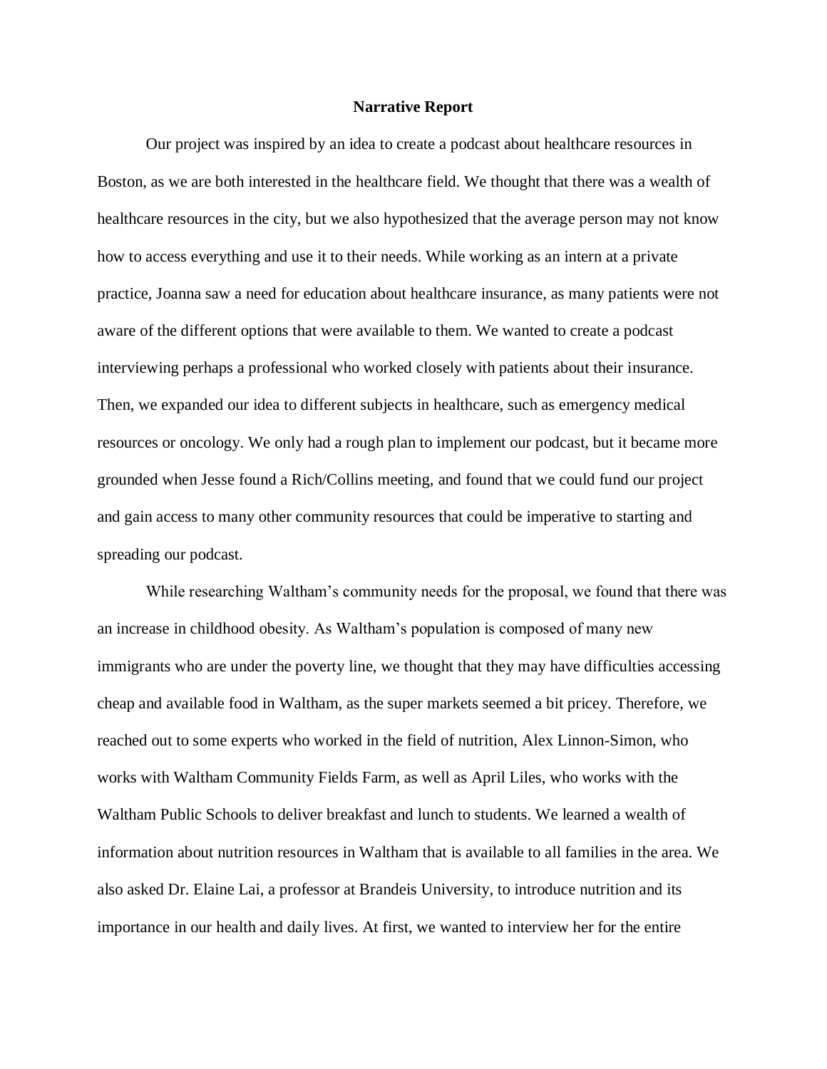**Narrative Report**

Our project was inspired by an idea to create a podcast about healthcare resources in Boston, as we are both interested in the healthcare field. We thought that there was a wealth of healthcare resources in the city, but we also hypothesized that the average person may not know how to access everything and use it to their needs. While working as an intern at a private practice, Joanna saw a need for education about healthcare insurance, as many patients were not aware of the different options that were available to them. We wanted to create a podcast interviewing perhaps a professional who worked closely with patients about their insurance. Then, we expanded our idea to different subjects in healthcare, such as emergency medical resources or oncology. We only had a rough plan to implement our podcast, but it became more grounded when Jesse found a Rich/Collins meeting, and found that we could fund our project and gain access to many other community resources that could be imperative to starting and spreading our podcast.

While researching Waltham's community needs for the proposal, we found that there was an increase in childhood obesity. As Waltham's population is composed of many new immigrants who are under the poverty line, we thought that they may have difficulties accessing cheap and available food in Waltham, as the super markets seemed a bit pricey. Therefore, we reached out to some experts who worked in the field of nutrition, Alex Linnon-Simon, who works with Waltham Community Fields Farm, as well as April Liles, who works with the Waltham Public Schools to deliver breakfast and lunch to students. We learned a wealth of information about nutrition resources in Waltham that is available to all families in the area. We also asked Dr. Elaine Lai, a professor at Brandeis University, to introduce nutrition and its importance in our health and daily lives. At first, we wanted to interview her for the entire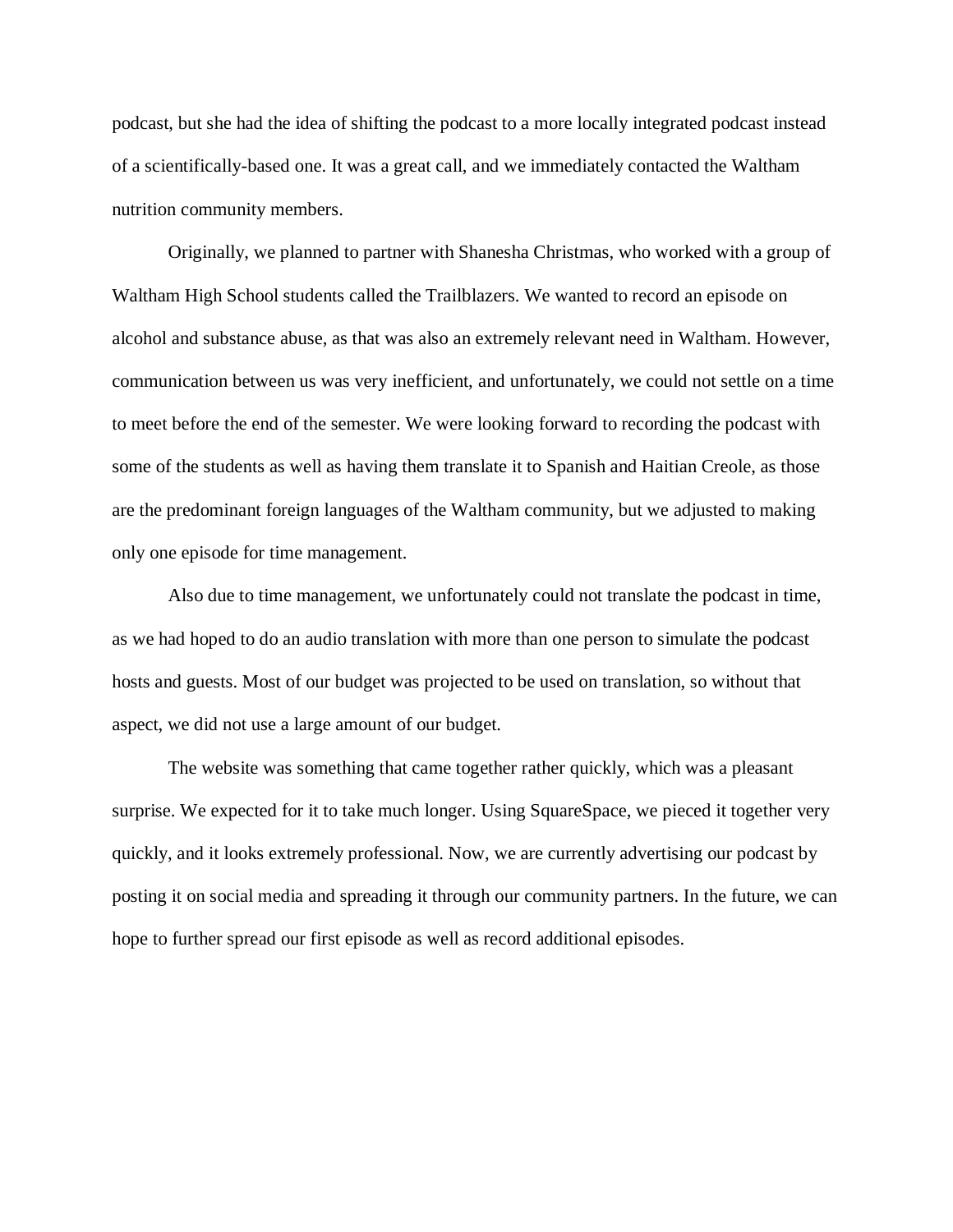podcast, but she had the idea of shifting the podcast to a more locally integrated podcast instead of a scientifically-based one. It was a great call, and we immediately contacted the Waltham nutrition community members.

Originally, we planned to partner with Shanesha Christmas, who worked with a group of Waltham High School students called the Trailblazers. We wanted to record an episode on alcohol and substance abuse, as that was also an extremely relevant need in Waltham. However, communication between us was very inefficient, and unfortunately, we could not settle on a time to meet before the end of the semester. We were looking forward to recording the podcast with some of the students as well as having them translate it to Spanish and Haitian Creole, as those are the predominant foreign languages of the Waltham community, but we adjusted to making only one episode for time management.

Also due to time management, we unfortunately could not translate the podcast in time, as we had hoped to do an audio translation with more than one person to simulate the podcast hosts and guests. Most of our budget was projected to be used on translation, so without that aspect, we did not use a large amount of our budget.

The website was something that came together rather quickly, which was a pleasant surprise. We expected for it to take much longer. Using SquareSpace, we pieced it together very quickly, and it looks extremely professional. Now, we are currently advertising our podcast by posting it on social media and spreading it through our community partners. In the future, we can hope to further spread our first episode as well as record additional episodes.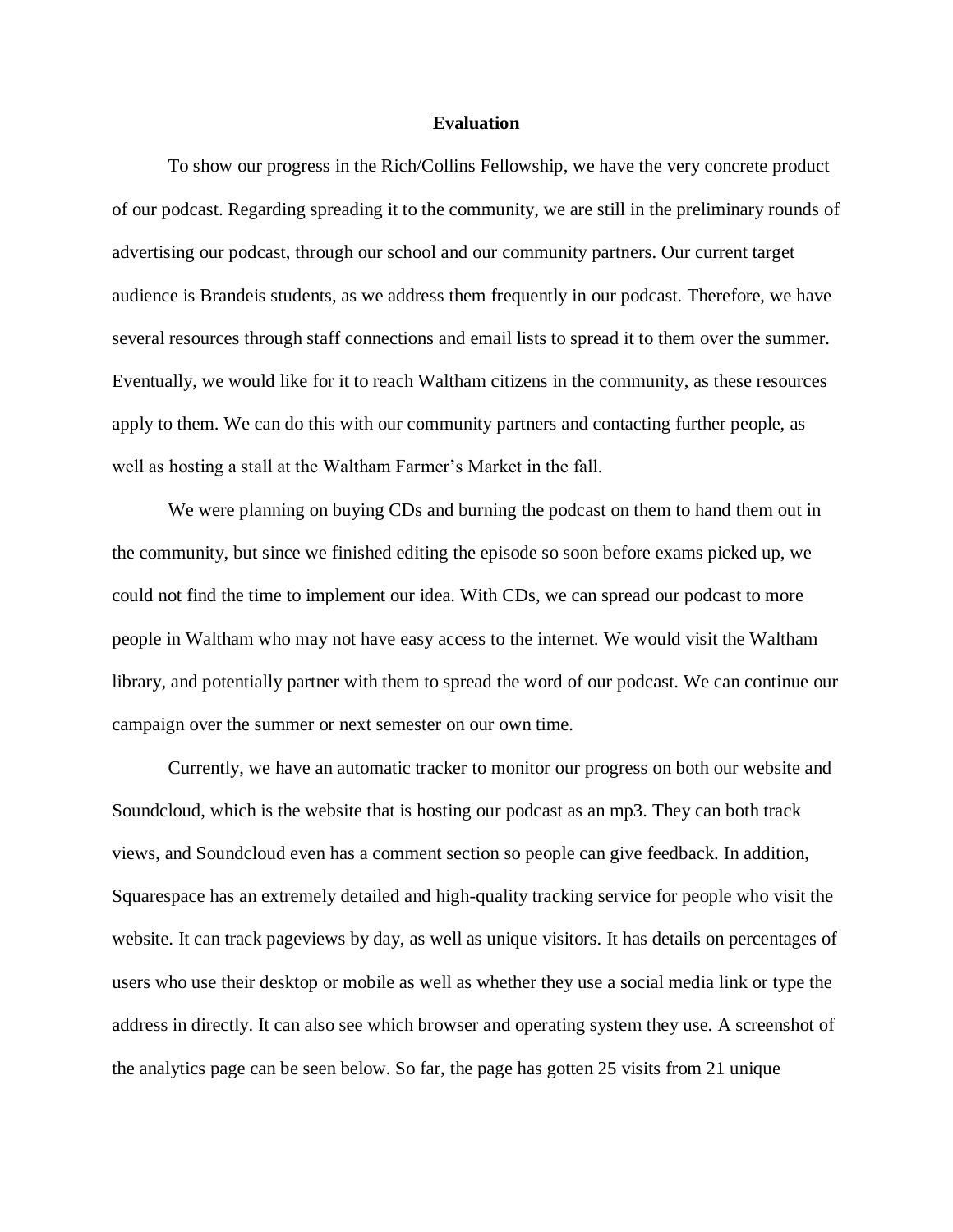# Evaluation

To show our progress in the Rich/Collins Fellowship, we have the very concrete product of our podcast. Regarding spreading it to the community, we are still in the preliminary rounds of advertising our podcast, through our school and our community partners. Our current target audience is Brandeis students, as we address them frequently in our podcast. Therefore, we have several resources through staff connections and email lists to spread it to them over the summer. Eventually, we would like for it to reach Waltham citizens in the community, as these resources apply to them. We can do this with our community partners and contacting further people, as well as hosting a stall at the Waltham Farmer's Market in the fall.

We were planning on buying CDs and burning the podcast on them to hand them out in the community, but since we finished editing the episode so soon before exams picked up, we could not find the time to implement our idea. With CDs, we can spread our podcast to more people in Waltham who may not have easy access to the internet. We would visit the Waltham library, and potentially partner with them to spread the word of our podcast. We can continue our campaign over the summer or next semester on our own time.

Currently, we have an automatic tracker to monitor our progress on both our website and Soundcloud, which is the website that is hosting our podcast as an mp3. They can both track views, and Soundcloud even has a comment section so people can give feedback. In addition, Squarespace has an extremely detailed and high-quality tracking service for people who visit the website. It can track pageviews by day, as well as unique visitors. It has details on percentages of users who use their desktop or mobile as well as whether they use a social media link or type the address in directly. It can also see which browser and operating system they use. A screenshot of the analytics page can be seen below. So far, the page has gotten 25 visits from 21 unique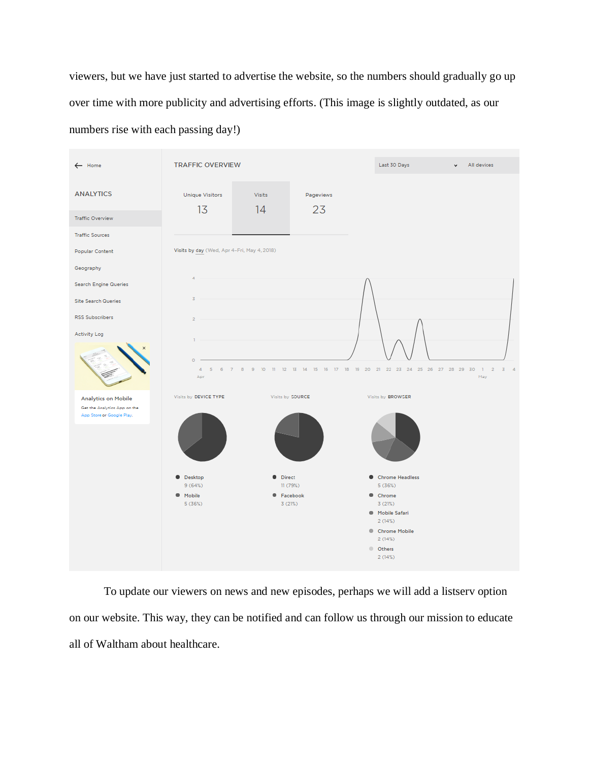viewers, but we have just started to advertise the website, so the numbers should gradually go up over time with more publicity and advertising efforts. (This image is slightly outdated, as our numbers rise with each passing day!)

To update our viewers on news and new episodes, perhaps we will add a listserv option on our website. This way, they can be notified and can follow us through our mission to educate all of Waltham about healthcare.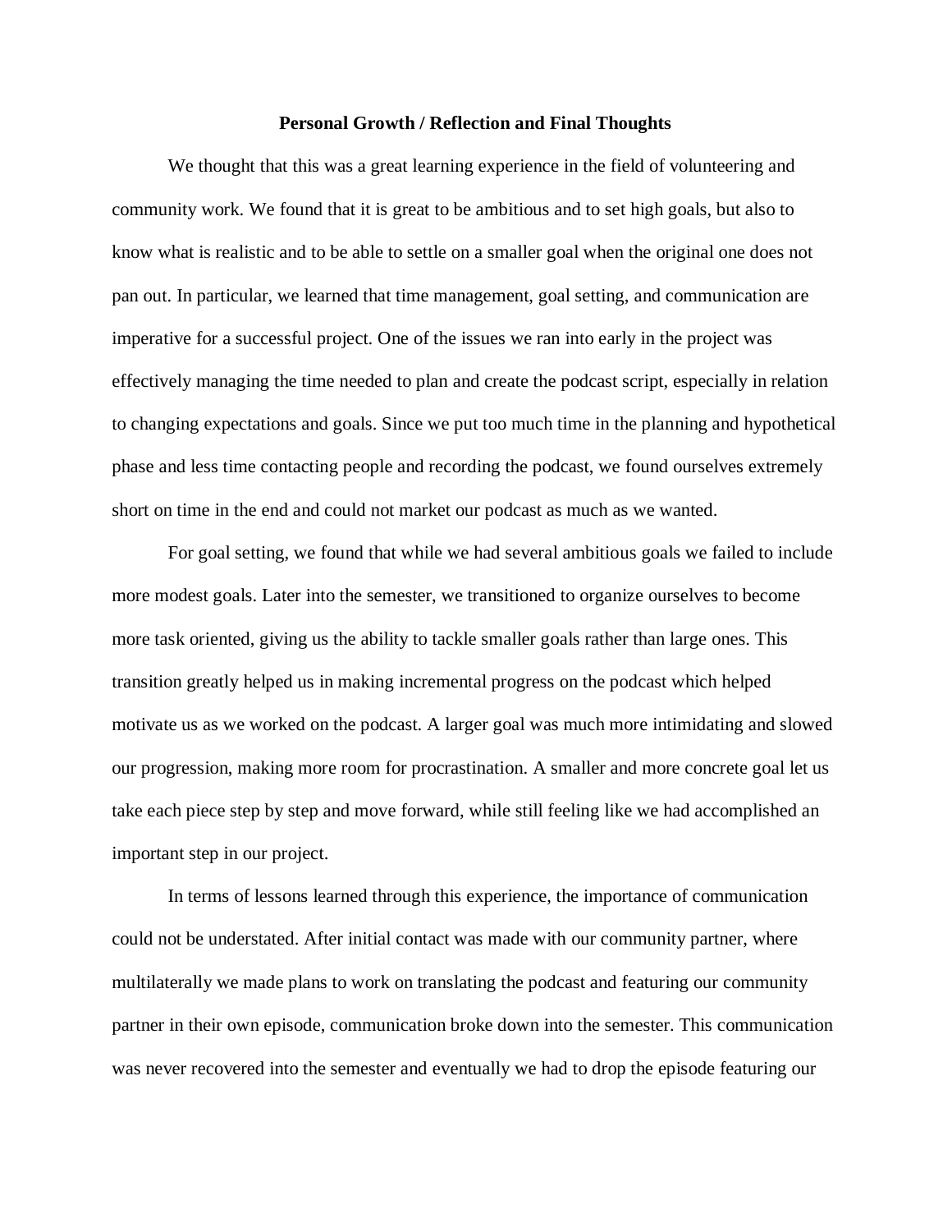## Personal Growth / Reflection and Final Thoughts

We thought that this was a great learning experience in the field of volunteering and community work. We found that it is great to be ambitious and to set high goals, but also to know what is realistic and to be able to settle on a smaller goal when the original one does not pan out. In particular, we learned that time management, goal setting, and communication are imperative for a successful project. One of the issues we ran into early in the project was effectively managing the time needed to plan and create the podcast script, especially in relation to changing expectations and goals. Since we put too much time in the planning and hypothetical phase and less time contacting people and recording the podcast, we found ourselves extremely short on time in the end and could not market our podcast as much as we wanted.

For goal setting, we found that while we had several ambitious goals we failed to include more modest goals. Later into the semester, we transitioned to organize ourselves to become more task oriented, giving us the ability to tackle smaller goals rather than large ones. This transition greatly helped us in making incremental progress on the podcast which helped motivate us as we worked on the podcast. A larger goal was much more intimidating and slowed our progression, making more room for procrastination. A smaller and more concrete goal let us take each piece step by step and move forward, while still feeling like we had accomplished an important step in our project.

In terms of lessons learned through this experience, the importance of communication could not be understated. After initial contact was made with our community partner, where multilaterally we made plans to work on translating the podcast and featuring our community partner in their own episode, communication broke down into the semester. This communication was never recovered into the semester and eventually we had to drop the episode featuring our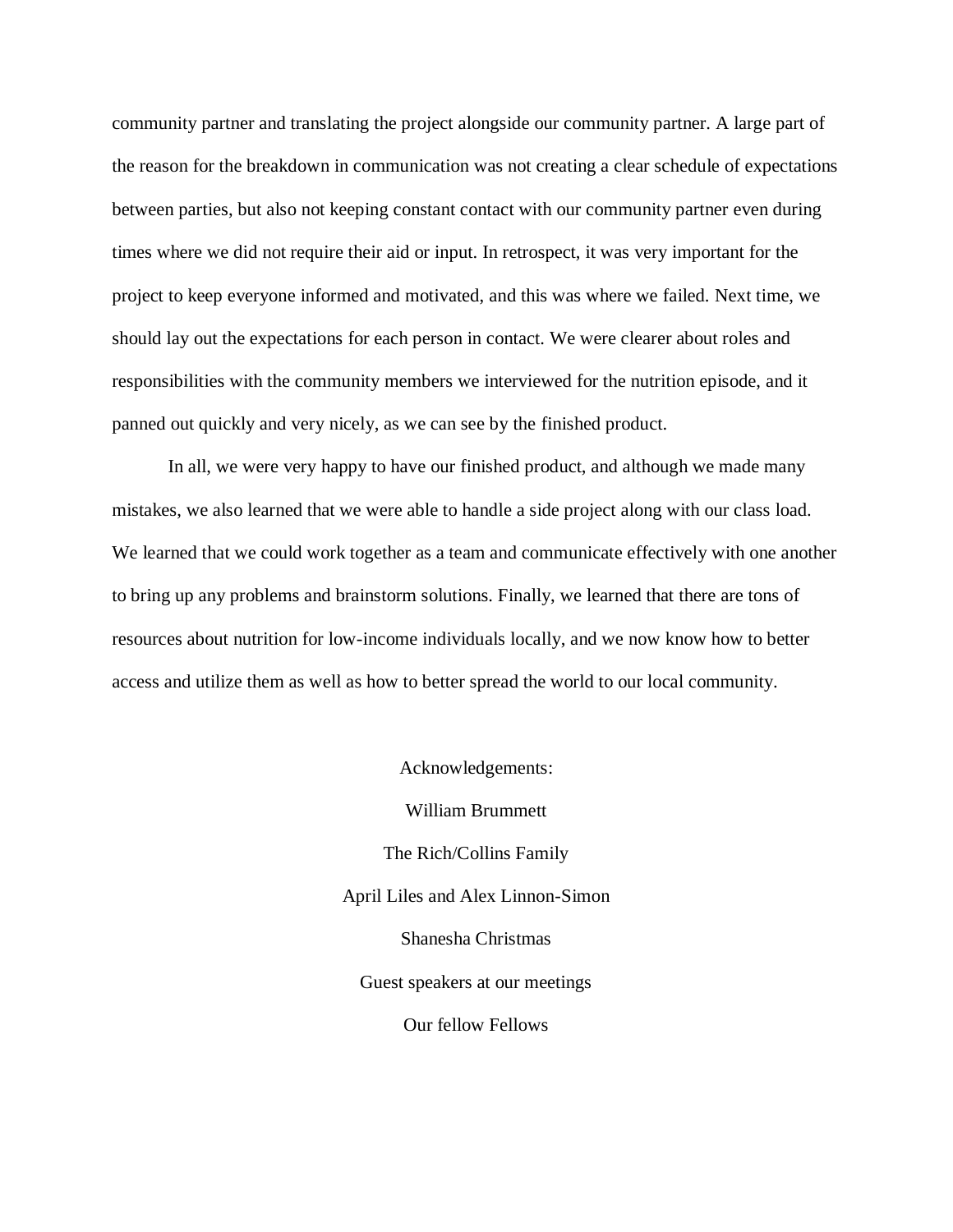community partner and translating the project alongside our community partner. A large part of the reason for the breakdown in communication was not creating a clear schedule of expectations between parties, but also not keeping constant contact with our community partner even during times where we did not require their aid or input. In retrospect, it was very important for the project to keep everyone informed and motivated, and this was where we failed. Next time, we should lay out the expectations for each person in contact. We were clearer about roles and responsibilities with the community members we interviewed for the nutrition episode, and it panned out quickly and very nicely, as we can see by the finished product.

In all, we were very happy to have our finished product, and although we made many mistakes, we also learned that we were able to handle a side project along with our class load. We learned that we could work together as a team and communicate effectively with one another to bring up any problems and brainstorm solutions. Finally, we learned that there are tons of resources about nutrition for low-income individuals locally, and we now know how to better access and utilize them as well as how to better spread the world to our local community.

Acknowledgements:

William Brummett

The Rich/Collins Family

April Liles and Alex Linnon-Simon

Shanesha Christmas

Guest speakers at our meetings

Our fellow Fellows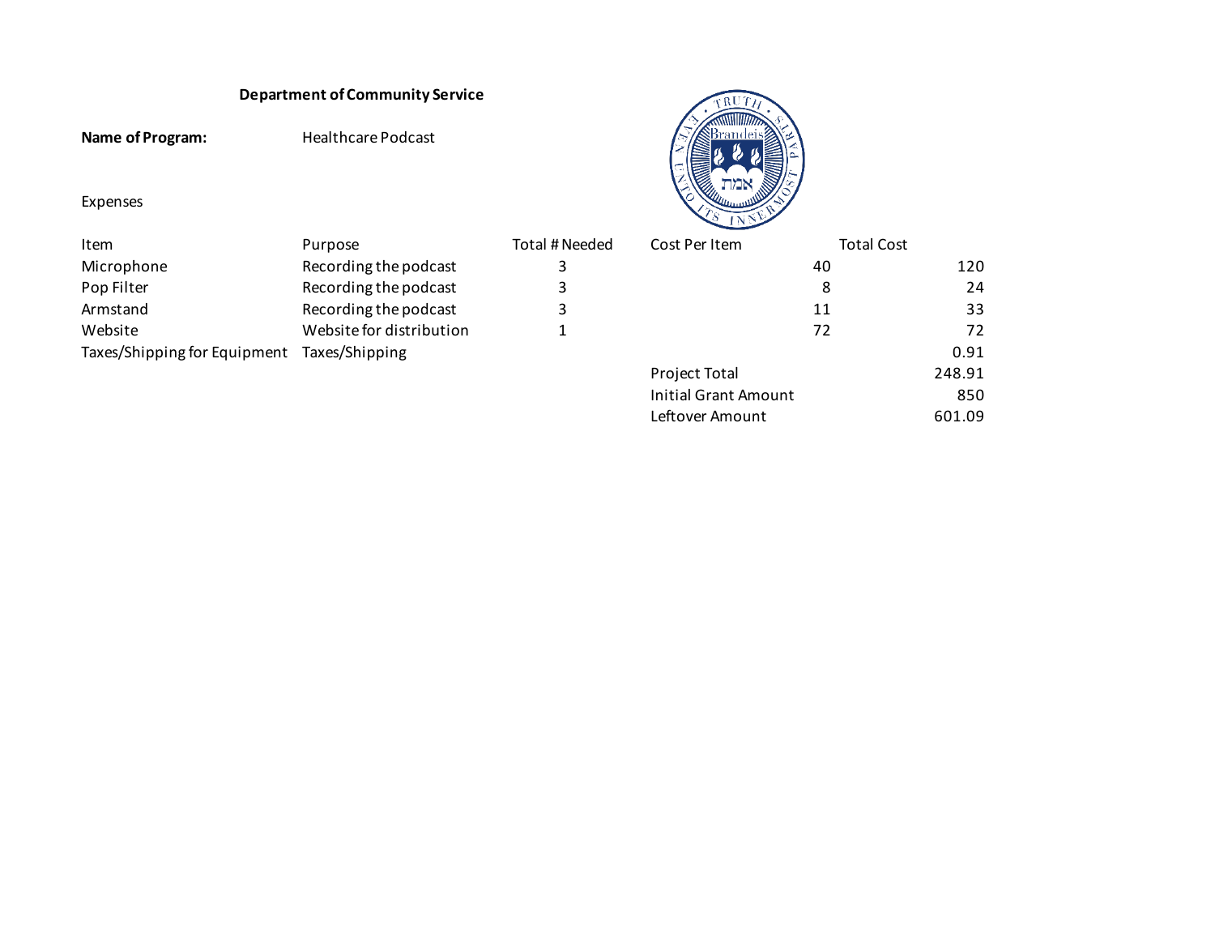**Department of Community Service**

**Name of Program:** Healthcare Podcast

Expenses

| Item | Purpose | Total # Needed | Cost Per Item | Total Cost |
|---|---|---|---|---|
| Microphone | Recording the podcast | 3 | 40 | 120 |
| Pop Filter | Recording the podcast | 3 | 8 | 24 |
| Armstand | Recording the podcast | 3 | 11 | 33 |
| Website | Website for distribution | 1 | 72 | 72 |
| Taxes/Shipping for Equipment | Taxes/Shipping | | | 0.91 |
| | | | Project Total | 248.91 |
| | | | Initial Grant Amount | 850 |
| | | | Leftover Amount | 601.09 |